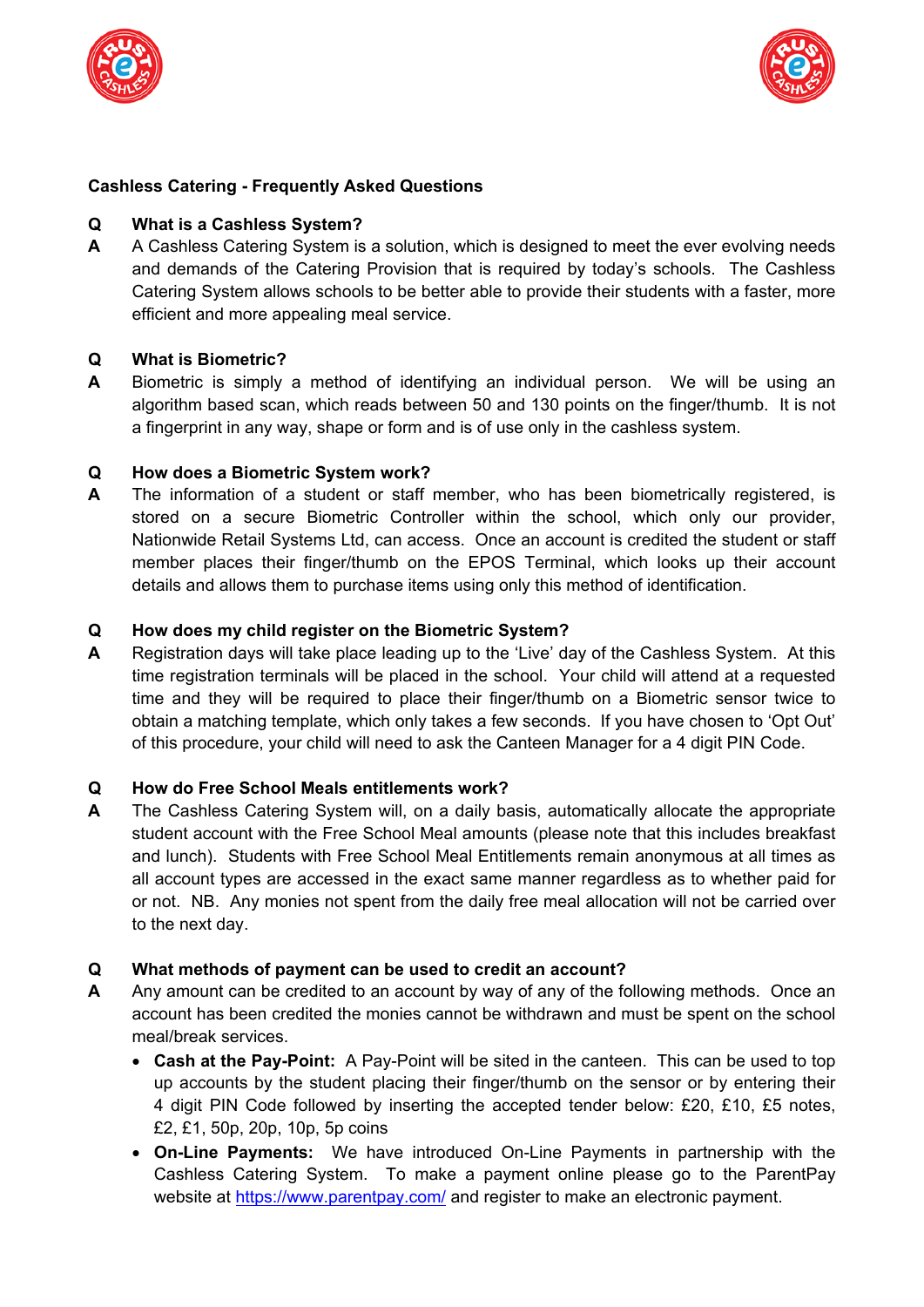**Cashless Catering - Frequently Asked Questions**

**Q What is a Cashless System?**

**A** A Cashless Catering System is a solution, which is designed to meet the ever evolving needs and demands of the Catering Provision that is required by today's schools. The Cashless Catering System allows schools to be better able to provide their students with a faster, more efficient and more appealing meal service.

**Q What is Biometric?**

**A** Biometric is simply a method of identifying an individual person. We will be using an algorithm based scan, which reads between 50 and 130 points on the finger/thumb. It is not a fingerprint in any way, shape or form and is of use only in the cashless system.

**Q How does a Biometric System work?**

**A** The information of a student or staff member, who has been biometrically registered, is stored on a secure Biometric Controller within the school, which only our provider, Nationwide Retail Systems Ltd, can access. Once an account is credited the student or staff member places their finger/thumb on the EPOS Terminal, which looks up their account details and allows them to purchase items using only this method of identification.

**Q How does my child register on the Biometric System?**

**A** Registration days will take place leading up to the 'Live' day of the Cashless System. At this time registration terminals will be placed in the school. Your child will attend at a requested time and they will be required to place their finger/thumb on a Biometric sensor twice to obtain a matching template, which only takes a few seconds. If you have chosen to 'Opt Out' of this procedure, your child will need to ask the Canteen Manager for a 4 digit PIN Code.

**Q How do Free School Meals entitlements work?**

**A** The Cashless Catering System will, on a daily basis, automatically allocate the appropriate student account with the Free School Meal amounts (please note that this includes breakfast and lunch). Students with Free School Meal Entitlements remain anonymous at all times as all account types are accessed in the exact same manner regardless as to whether paid for or not. NB. Any monies not spent from the daily free meal allocation will not be carried over to the next day.

**Q What methods of payment can be used to credit an account?**

**A** Any amount can be credited to an account by way of any of the following methods. Once an account has been credited the monies cannot be withdrawn and must be spent on the school meal/break services.

- **Cash at the Pay-Point:** A Pay-Point will be sited in the canteen. This can be used to top up accounts by the student placing their finger/thumb on the sensor or by entering their 4 digit PIN Code followed by inserting the accepted tender below: £20, £10, £5 notes, £2, £1, 50p, 20p, 10p, 5p coins
- **On-Line Payments:** We have introduced On-Line Payments in partnership with the Cashless Catering System. To make a payment online please go to the ParentPay website at [https://www.parentpay.com/](https://www.parentpay.com/) and register to make an electronic payment.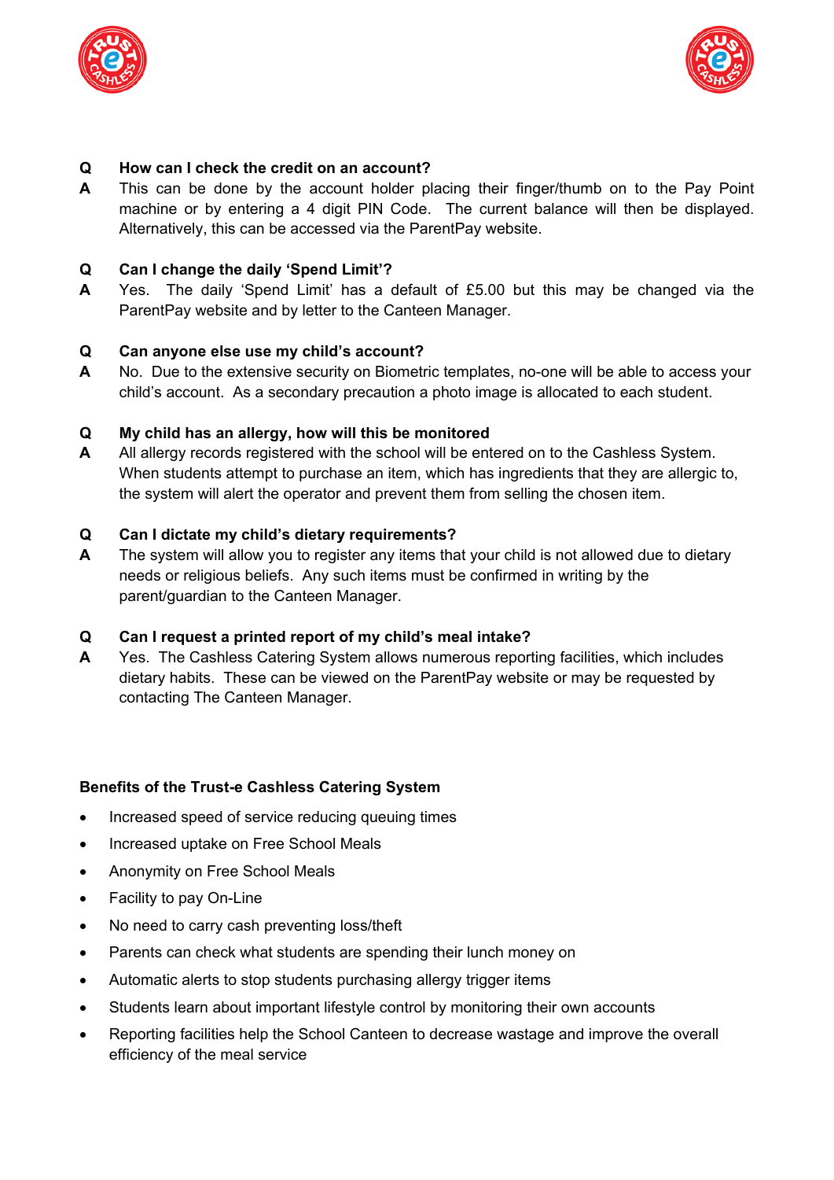**Q** **How can I check the credit on an account?**

**A** This can be done by the account holder placing their finger/thumb on to the Pay Point machine or by entering a 4 digit PIN Code. The current balance will then be displayed. Alternatively, this can be accessed via the ParentPay website.

**Q** **Can I change the daily 'Spend Limit'?**

**A** Yes. The daily 'Spend Limit' has a default of £5.00 but this may be changed via the ParentPay website and by letter to the Canteen Manager.

**Q** **Can anyone else use my child's account?**

**A** No. Due to the extensive security on Biometric templates, no-one will be able to access your child's account. As a secondary precaution a photo image is allocated to each student.

**Q** **My child has an allergy, how will this be monitored**

**A** All allergy records registered with the school will be entered on to the Cashless System. When students attempt to purchase an item, which has ingredients that they are allergic to, the system will alert the operator and prevent them from selling the chosen item.

**Q** **Can I dictate my child's dietary requirements?**

**A** The system will allow you to register any items that your child is not allowed due to dietary needs or religious beliefs. Any such items must be confirmed in writing by the parent/guardian to the Canteen Manager.

**Q** **Can I request a printed report of my child's meal intake?**

**A** Yes. The Cashless Catering System allows numerous reporting facilities, which includes dietary habits. These can be viewed on the ParentPay website or may be requested by contacting The Canteen Manager.

**Benefits of the Trust-e Cashless Catering System**

- Increased speed of service reducing queuing times
- Increased uptake on Free School Meals
- Anonymity on Free School Meals
- Facility to pay On-Line
- No need to carry cash preventing loss/theft
- Parents can check what students are spending their lunch money on
- Automatic alerts to stop students purchasing allergy trigger items
- Students learn about important lifestyle control by monitoring their own accounts
- Reporting facilities help the School Canteen to decrease wastage and improve the overall efficiency of the meal service